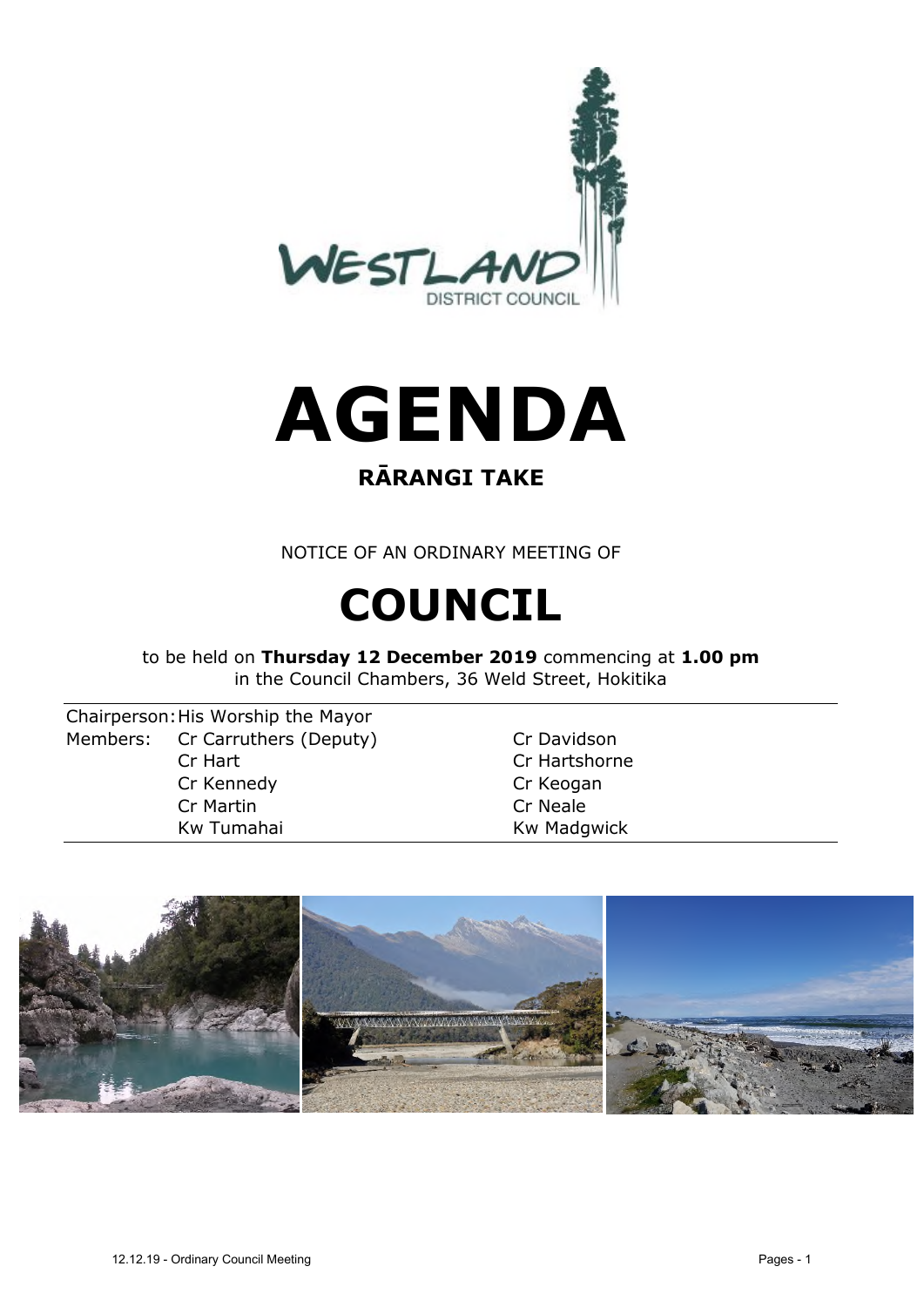# AGENDA

## RĀRANGI TAKE

NOTICE OF AN ORDINARY MEETING OF

# COUNCIL

to be held on **Thursday 12 December 2019** commencing at **1.00 pm**
in the Council Chambers, 36 Weld Street, Hokitika

| | | |
|---|---|---|
| Chairperson: | His Worship the Mayor | |
| Members: | Cr Carruthers (Deputy) | Cr Davidson |
| | Cr Hart | Cr Hartshorne |
| | Cr Kennedy | Cr Keogan |
| | Cr Martin | Cr Neale |
| | Kw Tumahai | Kw Madgwick |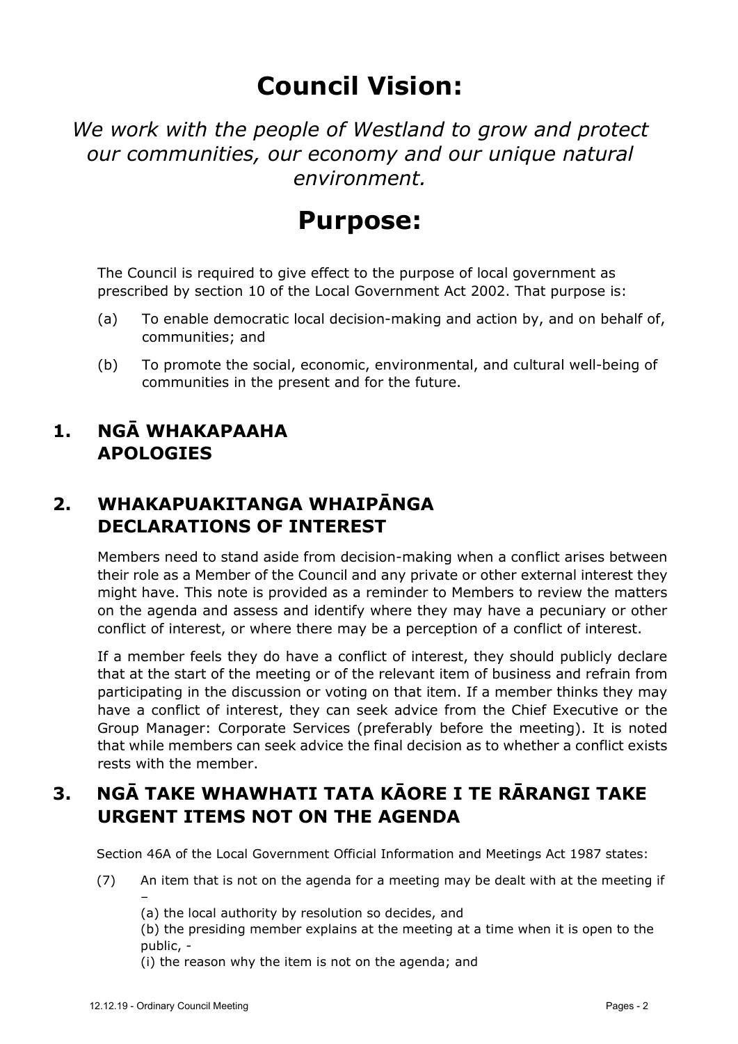# Council Vision:

*We work with the people of Westland to grow and protect our communities, our economy and our unique natural environment.*

# Purpose:

The Council is required to give effect to the purpose of local government as prescribed by section 10 of the Local Government Act 2002. That purpose is:

(a) To enable democratic local decision-making and action by, and on behalf of, communities; and

(b) To promote the social, economic, environmental, and cultural well-being of communities in the present and for the future.

## 1. NGĀ WHAKAPAAHA APOLOGIES

## 2. WHAKAPUAKITANGA WHAIPĀNGA DECLARATIONS OF INTEREST

Members need to stand aside from decision-making when a conflict arises between their role as a Member of the Council and any private or other external interest they might have. This note is provided as a reminder to Members to review the matters on the agenda and assess and identify where they may have a pecuniary or other conflict of interest, or where there may be a perception of a conflict of interest.

If a member feels they do have a conflict of interest, they should publicly declare that at the start of the meeting or of the relevant item of business and refrain from participating in the discussion or voting on that item. If a member thinks they may have a conflict of interest, they can seek advice from the Chief Executive or the Group Manager: Corporate Services (preferably before the meeting). It is noted that while members can seek advice the final decision as to whether a conflict exists rests with the member.

## 3. NGĀ TAKE WHAWHATI TATA KĀORE I TE RĀRANGI TAKE URGENT ITEMS NOT ON THE AGENDA

Section 46A of the Local Government Official Information and Meetings Act 1987 states:

(7) An item that is not on the agenda for a meeting may be dealt with at the meeting if –

(a) the local authority by resolution so decides, and

(b) the presiding member explains at the meeting at a time when it is open to the public, -

(i) the reason why the item is not on the agenda; and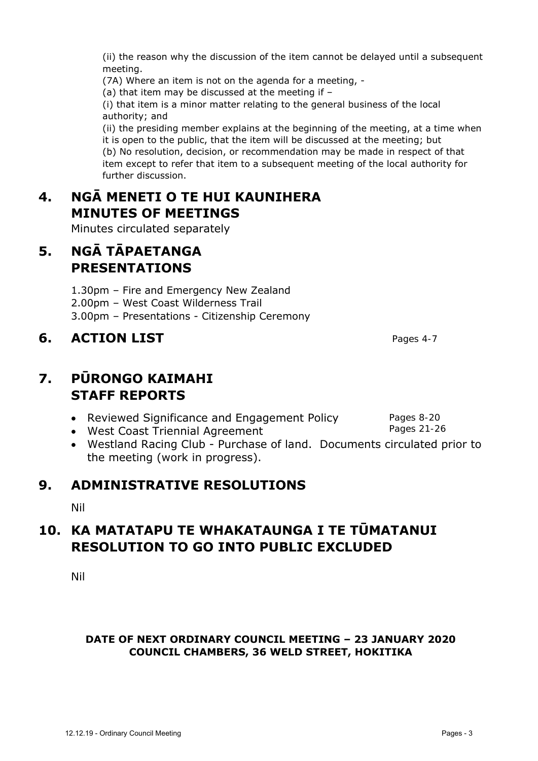(ii) the reason why the discussion of the item cannot be delayed until a subsequent meeting.

(7A) Where an item is not on the agenda for a meeting, -

(a) that item may be discussed at the meeting if –

(i) that item is a minor matter relating to the general business of the local authority; and

(ii) the presiding member explains at the beginning of the meeting, at a time when it is open to the public, that the item will be discussed at the meeting; but

(b) No resolution, decision, or recommendation may be made in respect of that item except to refer that item to a subsequent meeting of the local authority for further discussion.

## 4. NGĀ MENETI O TE HUI KAUNIHERA MINUTES OF MEETINGS

Minutes circulated separately

## 5. NGĀ TĀPAETANGA PRESENTATIONS

1.30pm – Fire and Emergency New Zealand

2.00pm – West Coast Wilderness Trail

3.00pm – Presentations - Citizenship Ceremony

## 6. ACTION LIST

Pages 4-7

## 7. PŪRONGO KAIMAHI STAFF REPORTS

- Reviewed Significance and Engagement Policy — Pages 8-20
- West Coast Triennial Agreement — Pages 21-26
- Westland Racing Club - Purchase of land. Documents circulated prior to the meeting (work in progress).

## 9. ADMINISTRATIVE RESOLUTIONS

Nil

## 10. KA MATATAPU TE WHAKATAUNGA I TE TŪMATANUI RESOLUTION TO GO INTO PUBLIC EXCLUDED

Nil

**DATE OF NEXT ORDINARY COUNCIL MEETING – 23 JANUARY 2020**
**COUNCIL CHAMBERS, 36 WELD STREET, HOKITIKA**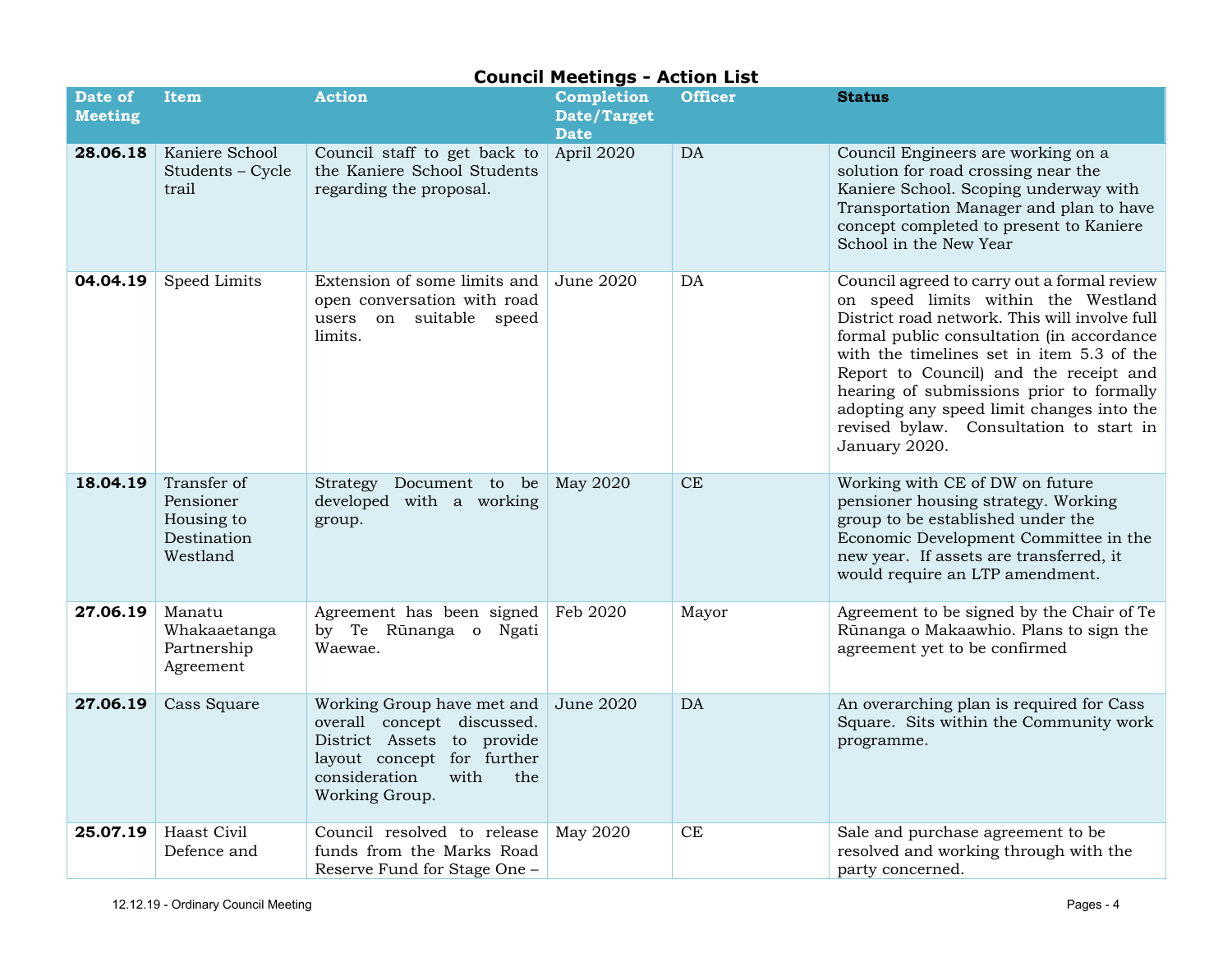## Council Meetings - Action List

| Date of Meeting | Item | Action | Completion Date/Target Date | Officer | Status |
|---|---|---|---|---|---|
| **28.06.18** | Kaniere School Students – Cycle trail | Council staff to get back to the Kaniere School Students regarding the proposal. | April 2020 | DA | Council Engineers are working on a solution for road crossing near the Kaniere School. Scoping underway with Transportation Manager and plan to have concept completed to present to Kaniere School in the New Year |
| **04.04.19** | Speed Limits | Extension of some limits and open conversation with road users on suitable speed limits. | June 2020 | DA | Council agreed to carry out a formal review on speed limits within the Westland District road network. This will involve full formal public consultation (in accordance with the timelines set in item 5.3 of the Report to Council) and the receipt and hearing of submissions prior to formally adopting any speed limit changes into the revised bylaw. Consultation to start in January 2020. |
| **18.04.19** | Transfer of Pensioner Housing to Destination Westland | Strategy Document to be developed with a working group. | May 2020 | CE | Working with CE of DW on future pensioner housing strategy. Working group to be established under the Economic Development Committee in the new year. If assets are transferred, it would require an LTP amendment. |
| **27.06.19** | Manatu Whakaaetanga Partnership Agreement | Agreement has been signed by Te Rūnanga o Ngati Waewae. | Feb 2020 | Mayor | Agreement to be signed by the Chair of Te Rūnanga o Makaawhio. Plans to sign the agreement yet to be confirmed |
| **27.06.19** | Cass Square | Working Group have met and overall concept discussed. District Assets to provide layout concept for further consideration with the Working Group. | June 2020 | DA | An overarching plan is required for Cass Square. Sits within the Community work programme. |
| **25.07.19** | Haast Civil Defence and | Council resolved to release funds from the Marks Road Reserve Fund for Stage One – | May 2020 | CE | Sale and purchase agreement to be resolved and working through with the party concerned. |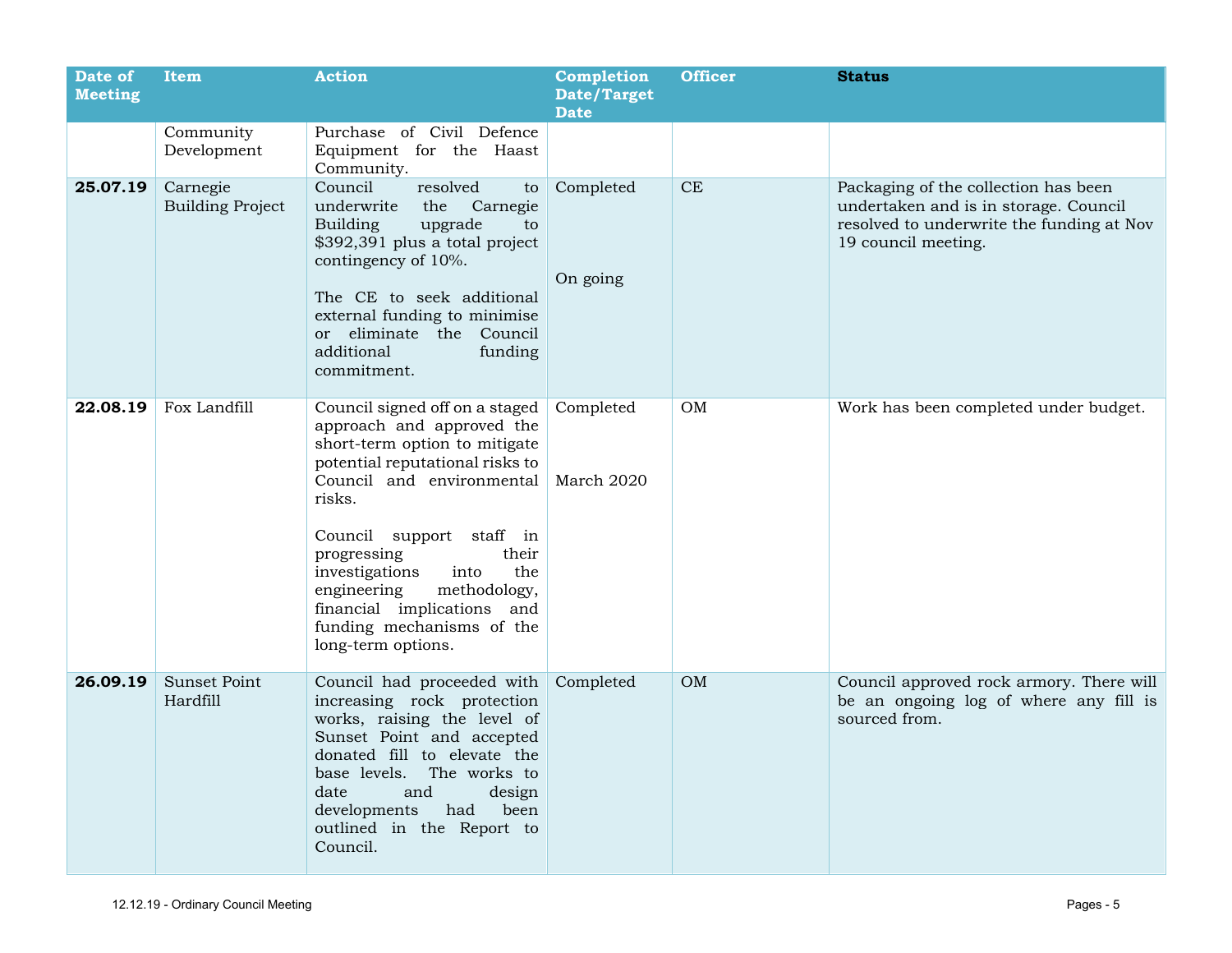| Date of Meeting | Item | Action | Completion Date/Target Date | Officer | Status |
|---|---|---|---|---|---|
| | Community Development | Purchase of Civil Defence Equipment for the Haast Community. | | | |
| **25.07.19** | Carnegie Building Project | Council resolved to underwrite the Carnegie Building upgrade to $392,391 plus a total project contingency of 10%.<br><br>The CE to seek additional external funding to minimise or eliminate the Council additional funding commitment. | Completed<br><br>On going | CE | Packaging of the collection has been undertaken and is in storage. Council resolved to underwrite the funding at Nov 19 council meeting. |
| **22.08.19** | Fox Landfill | Council signed off on a staged approach and approved the short-term option to mitigate potential reputational risks to Council and environmental risks.<br><br>Council support staff in progressing their investigations into the engineering methodology, financial implications and funding mechanisms of the long-term options. | Completed<br><br>March 2020 | OM | Work has been completed under budget. |
| **26.09.19** | Sunset Point Hardfill | Council had proceeded with increasing rock protection works, raising the level of Sunset Point and accepted donated fill to elevate the base levels. The works to date and design developments had been outlined in the Report to Council. | Completed | OM | Council approved rock armory. There will be an ongoing log of where any fill is sourced from. |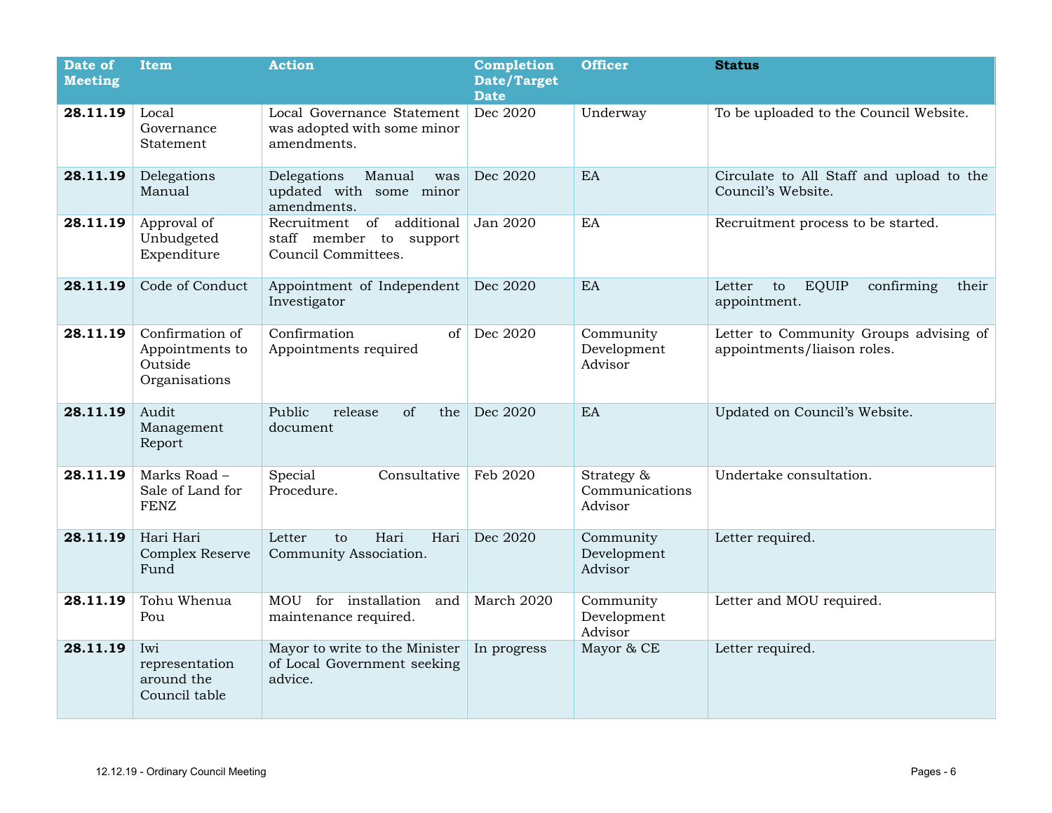| Date of Meeting | Item | Action | Completion Date/Target Date | Officer | Status |
|---|---|---|---|---|---|
| **28.11.19** | Local Governance Statement | Local Governance Statement was adopted with some minor amendments. | Dec 2020 | Underway | To be uploaded to the Council Website. |
| **28.11.19** | Delegations Manual | Delegations Manual was updated with some minor amendments. | Dec 2020 | EA | Circulate to All Staff and upload to the Council's Website. |
| **28.11.19** | Approval of Unbudgeted Expenditure | Recruitment of additional staff member to support Council Committees. | Jan 2020 | EA | Recruitment process to be started. |
| **28.11.19** | Code of Conduct | Appointment of Independent Investigator | Dec 2020 | EA | Letter to EQUIP confirming their appointment. |
| **28.11.19** | Confirmation of Appointments to Outside Organisations | Confirmation of Appointments required | Dec 2020 | Community Development Advisor | Letter to Community Groups advising of appointments/liaison roles. |
| **28.11.19** | Audit Management Report | Public release of the document | Dec 2020 | EA | Updated on Council's Website. |
| **28.11.19** | Marks Road – Sale of Land for FENZ | Special Consultative Procedure. | Feb 2020 | Strategy & Communications Advisor | Undertake consultation. |
| **28.11.19** | Hari Hari Complex Reserve Fund | Letter to Hari Hari Community Association. | Dec 2020 | Community Development Advisor | Letter required. |
| **28.11.19** | Tohu Whenua Pou | MOU for installation and maintenance required. | March 2020 | Community Development Advisor | Letter and MOU required. |
| **28.11.19** | Iwi representation around the Council table | Mayor to write to the Minister of Local Government seeking advice. | In progress | Mayor & CE | Letter required. |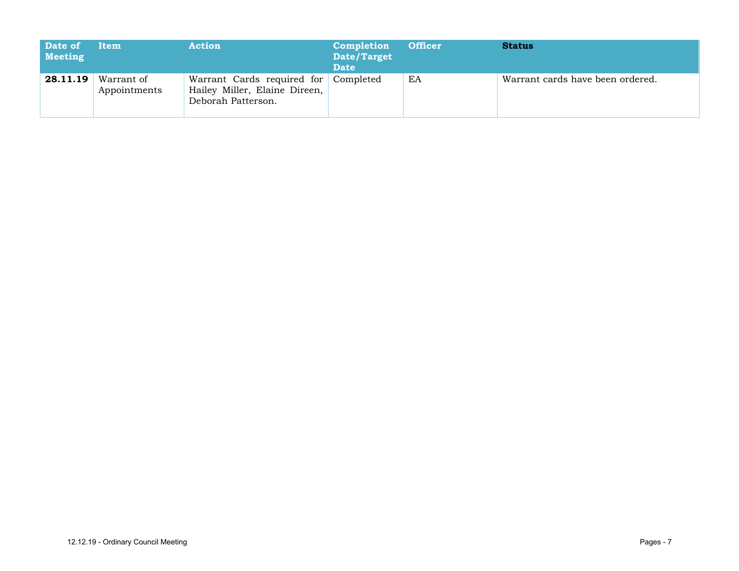| Date of Meeting | Item | Action | Completion Date/Target Date | Officer | Status |
| --- | --- | --- | --- | --- | --- |
| **28.11.19** | Warrant of Appointments | Warrant Cards required for Hailey Miller, Elaine Direen, Deborah Patterson. | Completed | EA | Warrant cards have been ordered. |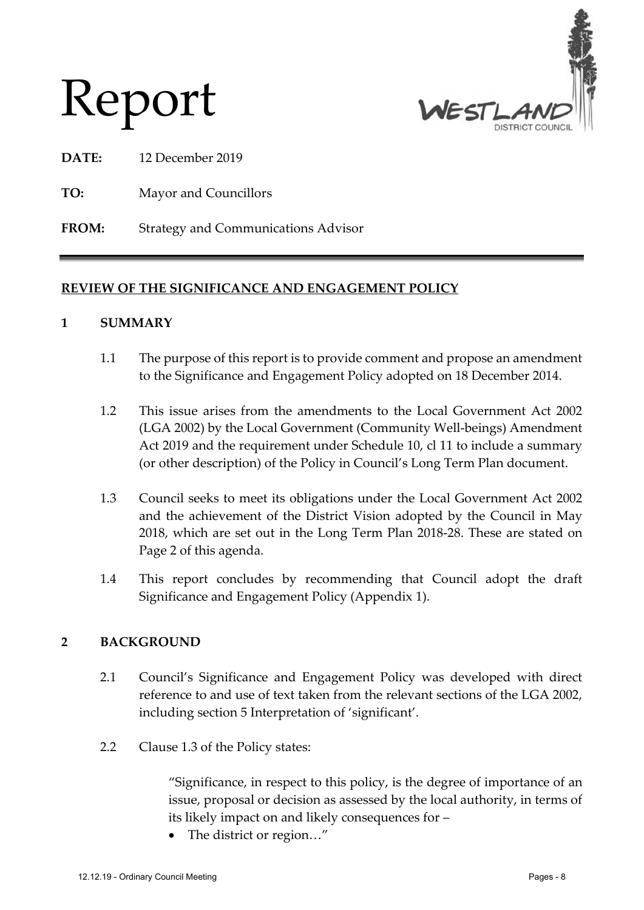# Report

**DATE:** 12 December 2019

**TO:** Mayor and Councillors

**FROM:** Strategy and Communications Advisor

---

## REVIEW OF THE SIGNIFICANCE AND ENGAGEMENT POLICY

### 1 SUMMARY

1.1 The purpose of this report is to provide comment and propose an amendment to the Significance and Engagement Policy adopted on 18 December 2014.

1.2 This issue arises from the amendments to the Local Government Act 2002 (LGA 2002) by the Local Government (Community Well-beings) Amendment Act 2019 and the requirement under Schedule 10, cl 11 to include a summary (or other description) of the Policy in Council's Long Term Plan document.

1.3 Council seeks to meet its obligations under the Local Government Act 2002 and the achievement of the District Vision adopted by the Council in May 2018, which are set out in the Long Term Plan 2018-28. These are stated on Page 2 of this agenda.

1.4 This report concludes by recommending that Council adopt the draft Significance and Engagement Policy (Appendix 1).

### 2 BACKGROUND

2.1 Council's Significance and Engagement Policy was developed with direct reference to and use of text taken from the relevant sections of the LGA 2002, including section 5 Interpretation of 'significant'.

2.2 Clause 1.3 of the Policy states:

> "Significance, in respect to this policy, is the degree of importance of an issue, proposal or decision as assessed by the local authority, in terms of its likely impact on and likely consequences for –
>
> - The district or region…"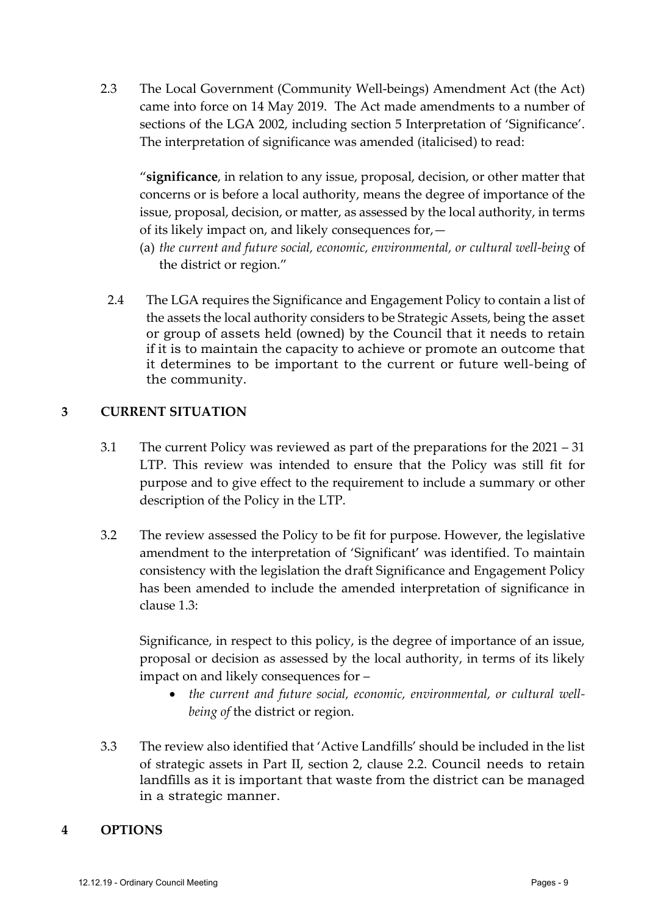2.3 The Local Government (Community Well-beings) Amendment Act (the Act) came into force on 14 May 2019. The Act made amendments to a number of sections of the LGA 2002, including section 5 Interpretation of 'Significance'. The interpretation of significance was amended (italicised) to read:

> "**significance**, in relation to any issue, proposal, decision, or other matter that concerns or is before a local authority, means the degree of importance of the issue, proposal, decision, or matter, as assessed by the local authority, in terms of its likely impact on, and likely consequences for,—
>
> (a) *the current and future social, economic, environmental, or cultural well-being* of the district or region."

2.4 The LGA requires the Significance and Engagement Policy to contain a list of the assets the local authority considers to be Strategic Assets, being the asset or group of assets held (owned) by the Council that it needs to retain if it is to maintain the capacity to achieve or promote an outcome that it determines to be important to the current or future well-being of the community.

## 3 CURRENT SITUATION

3.1 The current Policy was reviewed as part of the preparations for the 2021 – 31 LTP. This review was intended to ensure that the Policy was still fit for purpose and to give effect to the requirement to include a summary or other description of the Policy in the LTP.

3.2 The review assessed the Policy to be fit for purpose. However, the legislative amendment to the interpretation of 'Significant' was identified. To maintain consistency with the legislation the draft Significance and Engagement Policy has been amended to include the amended interpretation of significance in clause 1.3:

> Significance, in respect to this policy, is the degree of importance of an issue, proposal or decision as assessed by the local authority, in terms of its likely impact on and likely consequences for –
>
> - *the current and future social, economic, environmental, or cultural well-being of* the district or region.

3.3 The review also identified that 'Active Landfills' should be included in the list of strategic assets in Part II, section 2, clause 2.2. Council needs to retain landfills as it is important that waste from the district can be managed in a strategic manner.

## 4 OPTIONS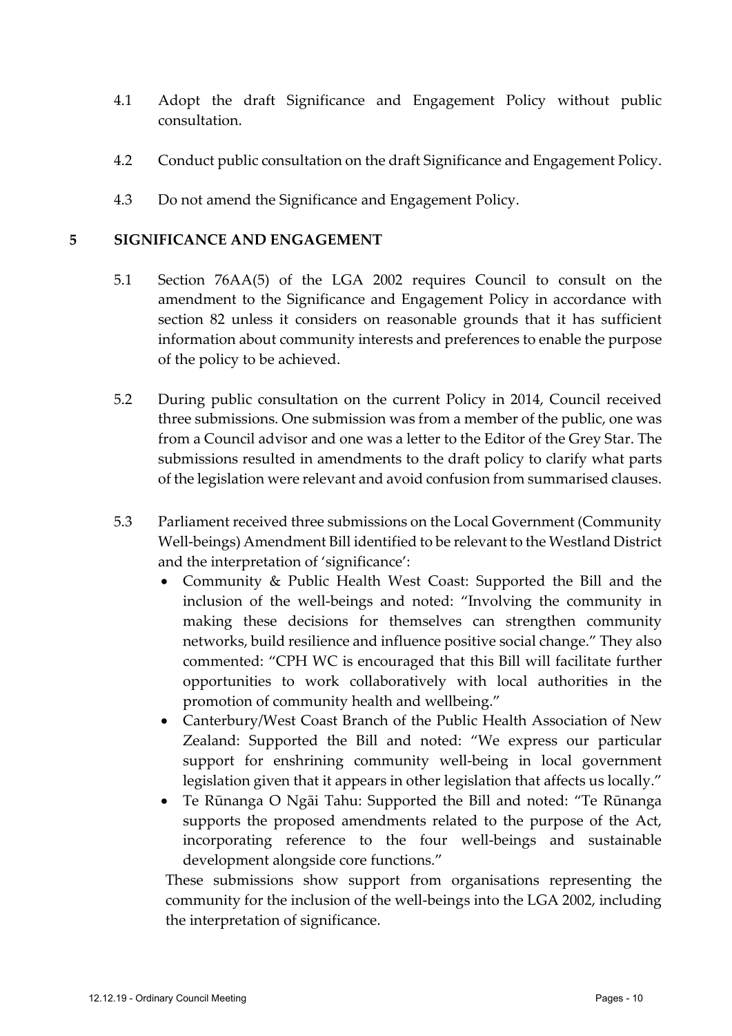4.1 Adopt the draft Significance and Engagement Policy without public consultation.

4.2 Conduct public consultation on the draft Significance and Engagement Policy.

4.3 Do not amend the Significance and Engagement Policy.

## 5 SIGNIFICANCE AND ENGAGEMENT

5.1 Section 76AA(5) of the LGA 2002 requires Council to consult on the amendment to the Significance and Engagement Policy in accordance with section 82 unless it considers on reasonable grounds that it has sufficient information about community interests and preferences to enable the purpose of the policy to be achieved.

5.2 During public consultation on the current Policy in 2014, Council received three submissions. One submission was from a member of the public, one was from a Council advisor and one was a letter to the Editor of the Grey Star. The submissions resulted in amendments to the draft policy to clarify what parts of the legislation were relevant and avoid confusion from summarised clauses.

5.3 Parliament received three submissions on the Local Government (Community Well-beings) Amendment Bill identified to be relevant to the Westland District and the interpretation of 'significance':

- Community & Public Health West Coast: Supported the Bill and the inclusion of the well-beings and noted: "Involving the community in making these decisions for themselves can strengthen community networks, build resilience and influence positive social change." They also commented: "CPH WC is encouraged that this Bill will facilitate further opportunities to work collaboratively with local authorities in the promotion of community health and wellbeing."
- Canterbury/West Coast Branch of the Public Health Association of New Zealand: Supported the Bill and noted: "We express our particular support for enshrining community well-being in local government legislation given that it appears in other legislation that affects us locally."
- Te Rūnanga O Ngāi Tahu: Supported the Bill and noted: "Te Rūnanga supports the proposed amendments related to the purpose of the Act, incorporating reference to the four well-beings and sustainable development alongside core functions."

These submissions show support from organisations representing the community for the inclusion of the well-beings into the LGA 2002, including the interpretation of significance.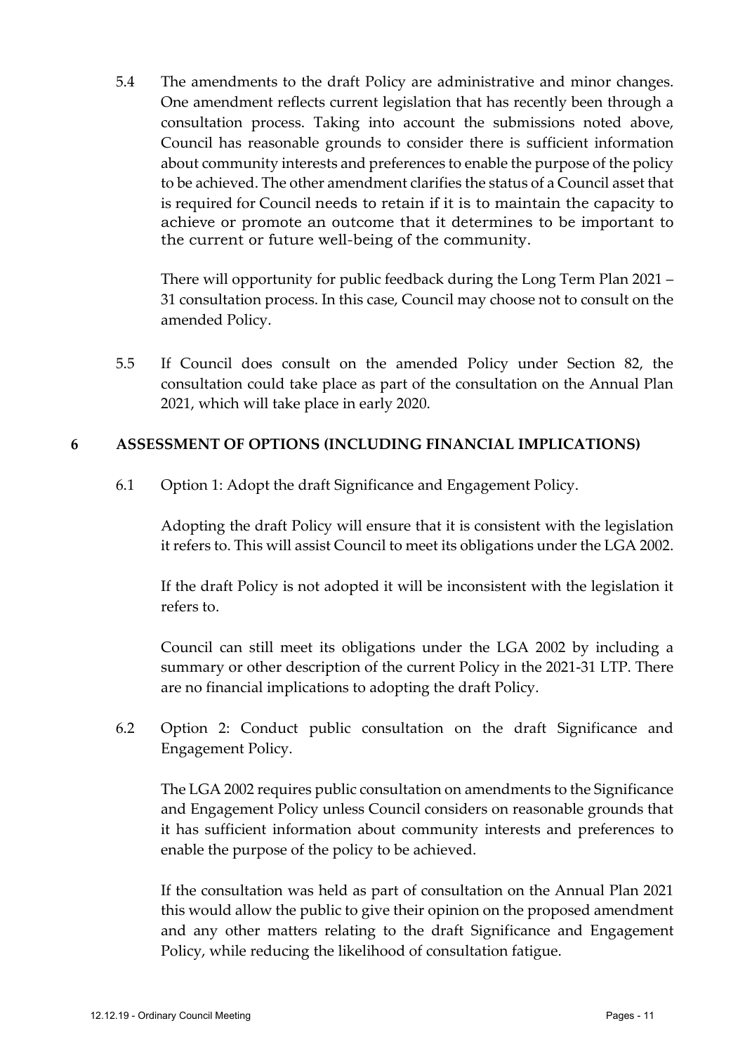5.4 The amendments to the draft Policy are administrative and minor changes. One amendment reflects current legislation that has recently been through a consultation process. Taking into account the submissions noted above, Council has reasonable grounds to consider there is sufficient information about community interests and preferences to enable the purpose of the policy to be achieved. The other amendment clarifies the status of a Council asset that is required for Council needs to retain if it is to maintain the capacity to achieve or promote an outcome that it determines to be important to the current or future well-being of the community.

There will opportunity for public feedback during the Long Term Plan 2021 – 31 consultation process. In this case, Council may choose not to consult on the amended Policy.

5.5 If Council does consult on the amended Policy under Section 82, the consultation could take place as part of the consultation on the Annual Plan 2021, which will take place in early 2020.

## 6 ASSESSMENT OF OPTIONS (INCLUDING FINANCIAL IMPLICATIONS)

6.1 Option 1: Adopt the draft Significance and Engagement Policy.

Adopting the draft Policy will ensure that it is consistent with the legislation it refers to. This will assist Council to meet its obligations under the LGA 2002.

If the draft Policy is not adopted it will be inconsistent with the legislation it refers to.

Council can still meet its obligations under the LGA 2002 by including a summary or other description of the current Policy in the 2021-31 LTP. There are no financial implications to adopting the draft Policy.

6.2 Option 2: Conduct public consultation on the draft Significance and Engagement Policy.

The LGA 2002 requires public consultation on amendments to the Significance and Engagement Policy unless Council considers on reasonable grounds that it has sufficient information about community interests and preferences to enable the purpose of the policy to be achieved.

If the consultation was held as part of consultation on the Annual Plan 2021 this would allow the public to give their opinion on the proposed amendment and any other matters relating to the draft Significance and Engagement Policy, while reducing the likelihood of consultation fatigue.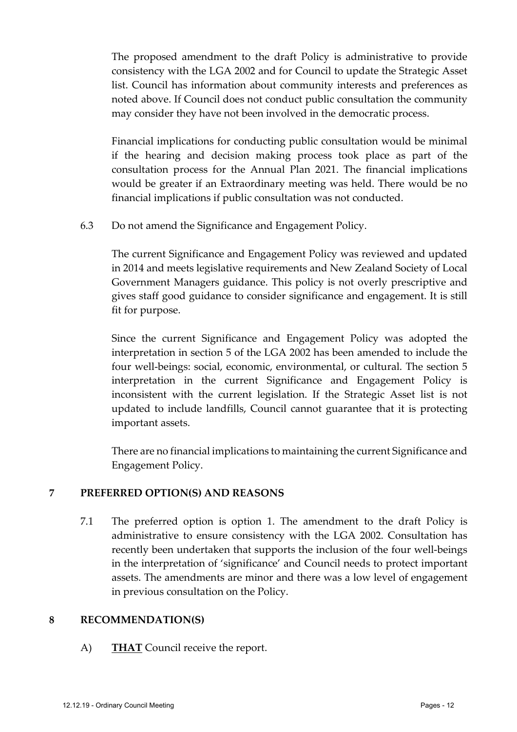The proposed amendment to the draft Policy is administrative to provide consistency with the LGA 2002 and for Council to update the Strategic Asset list. Council has information about community interests and preferences as noted above. If Council does not conduct public consultation the community may consider they have not been involved in the democratic process.

Financial implications for conducting public consultation would be minimal if the hearing and decision making process took place as part of the consultation process for the Annual Plan 2021. The financial implications would be greater if an Extraordinary meeting was held. There would be no financial implications if public consultation was not conducted.

6.3 Do not amend the Significance and Engagement Policy.

The current Significance and Engagement Policy was reviewed and updated in 2014 and meets legislative requirements and New Zealand Society of Local Government Managers guidance. This policy is not overly prescriptive and gives staff good guidance to consider significance and engagement. It is still fit for purpose.

Since the current Significance and Engagement Policy was adopted the interpretation in section 5 of the LGA 2002 has been amended to include the four well-beings: social, economic, environmental, or cultural. The section 5 interpretation in the current Significance and Engagement Policy is inconsistent with the current legislation. If the Strategic Asset list is not updated to include landfills, Council cannot guarantee that it is protecting important assets.

There are no financial implications to maintaining the current Significance and Engagement Policy.

## 7 PREFERRED OPTION(S) AND REASONS

7.1 The preferred option is option 1. The amendment to the draft Policy is administrative to ensure consistency with the LGA 2002. Consultation has recently been undertaken that supports the inclusion of the four well-beings in the interpretation of 'significance' and Council needs to protect important assets. The amendments are minor and there was a low level of engagement in previous consultation on the Policy.

## 8 RECOMMENDATION(S)

A) **THAT** Council receive the report.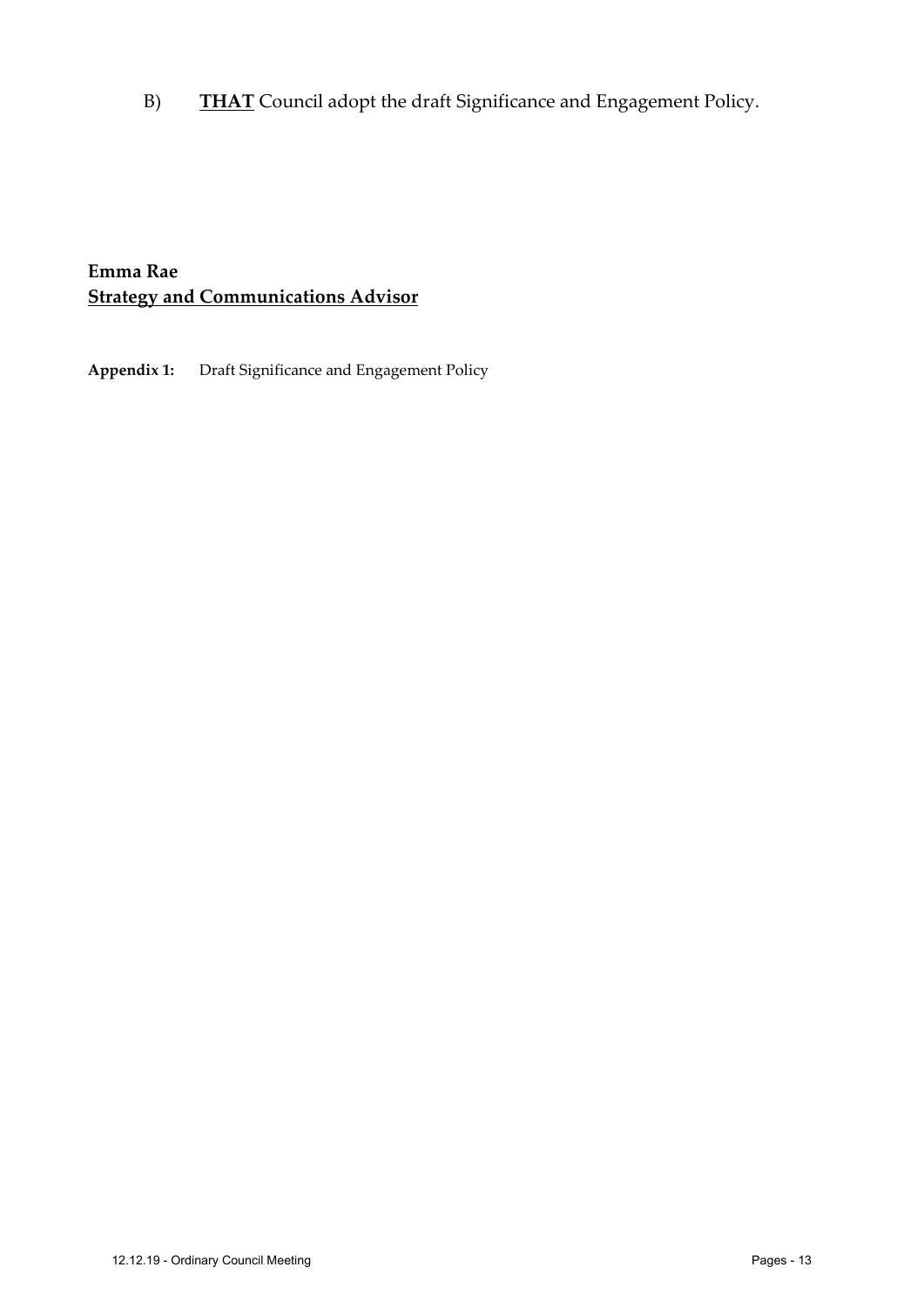B) **THAT** Council adopt the draft Significance and Engagement Policy.

**Emma Rae**
**Strategy and Communications Advisor**

**Appendix 1:** Draft Significance and Engagement Policy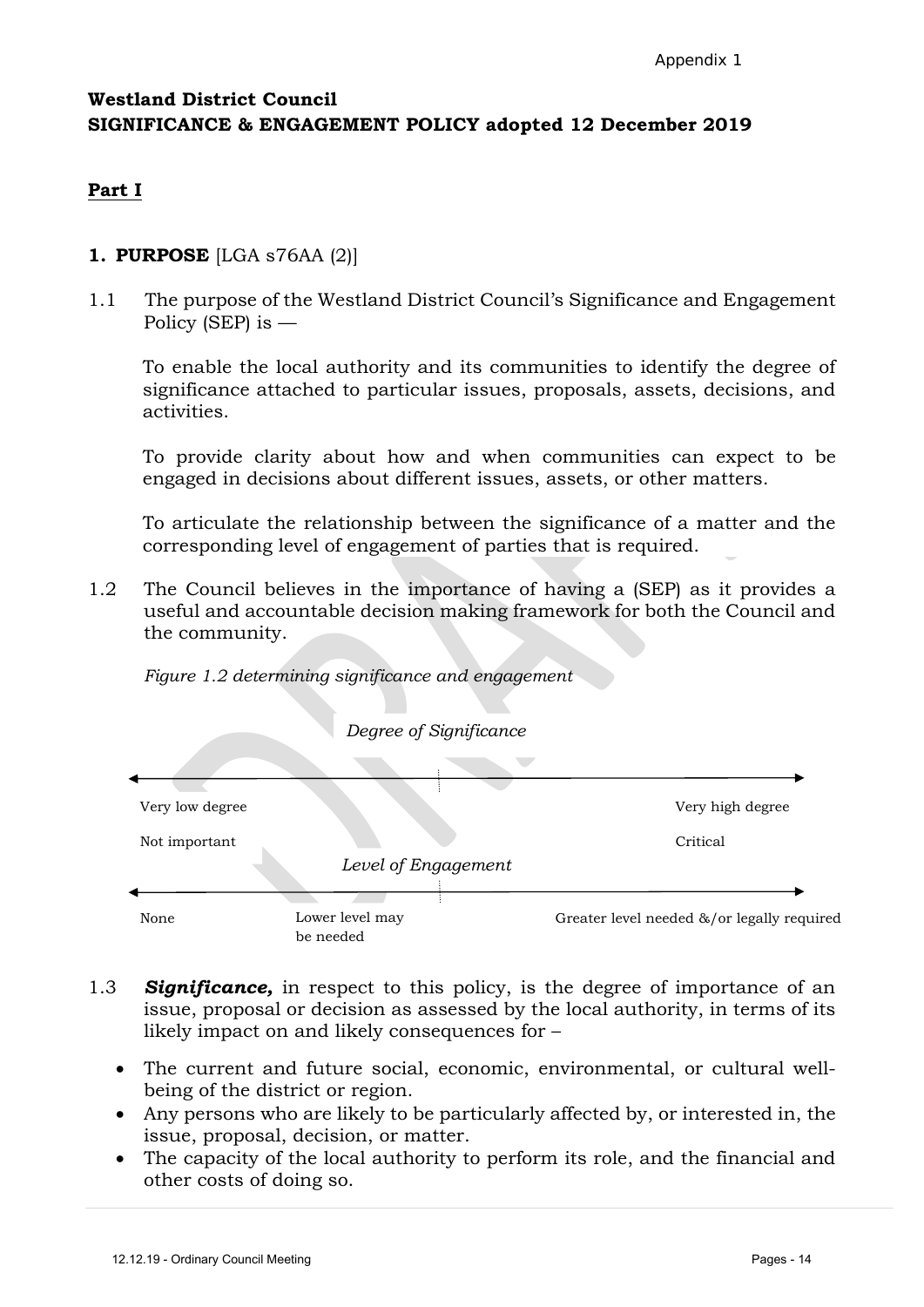Appendix 1

**Westland District Council**
**SIGNIFICANCE & ENGAGEMENT POLICY adopted 12 December 2019**

## Part I

### 1. PURPOSE [LGA s76AA (2)]

1.1 The purpose of the Westland District Council's Significance and Engagement Policy (SEP) is —

To enable the local authority and its communities to identify the degree of significance attached to particular issues, proposals, assets, decisions, and activities.

To provide clarity about how and when communities can expect to be engaged in decisions about different issues, assets, or other matters.

To articulate the relationship between the significance of a matter and the corresponding level of engagement of parties that is required.

1.2 The Council believes in the importance of having a (SEP) as it provides a useful and accountable decision making framework for both the Council and the community.

*Figure 1.2 determining significance and engagement*

*Degree of Significance*

| Very low degree | Very high degree |
|---|---|
| Not important | Critical |

*Level of Engagement*

| None | Lower level may be needed | Greater level needed &/or legally required |
|---|---|---|

1.3 ***Significance,*** in respect to this policy, is the degree of importance of an issue, proposal or decision as assessed by the local authority, in terms of its likely impact on and likely consequences for –

- The current and future social, economic, environmental, or cultural well-being of the district or region.
- Any persons who are likely to be particularly affected by, or interested in, the issue, proposal, decision, or matter.
- The capacity of the local authority to perform its role, and the financial and other costs of doing so.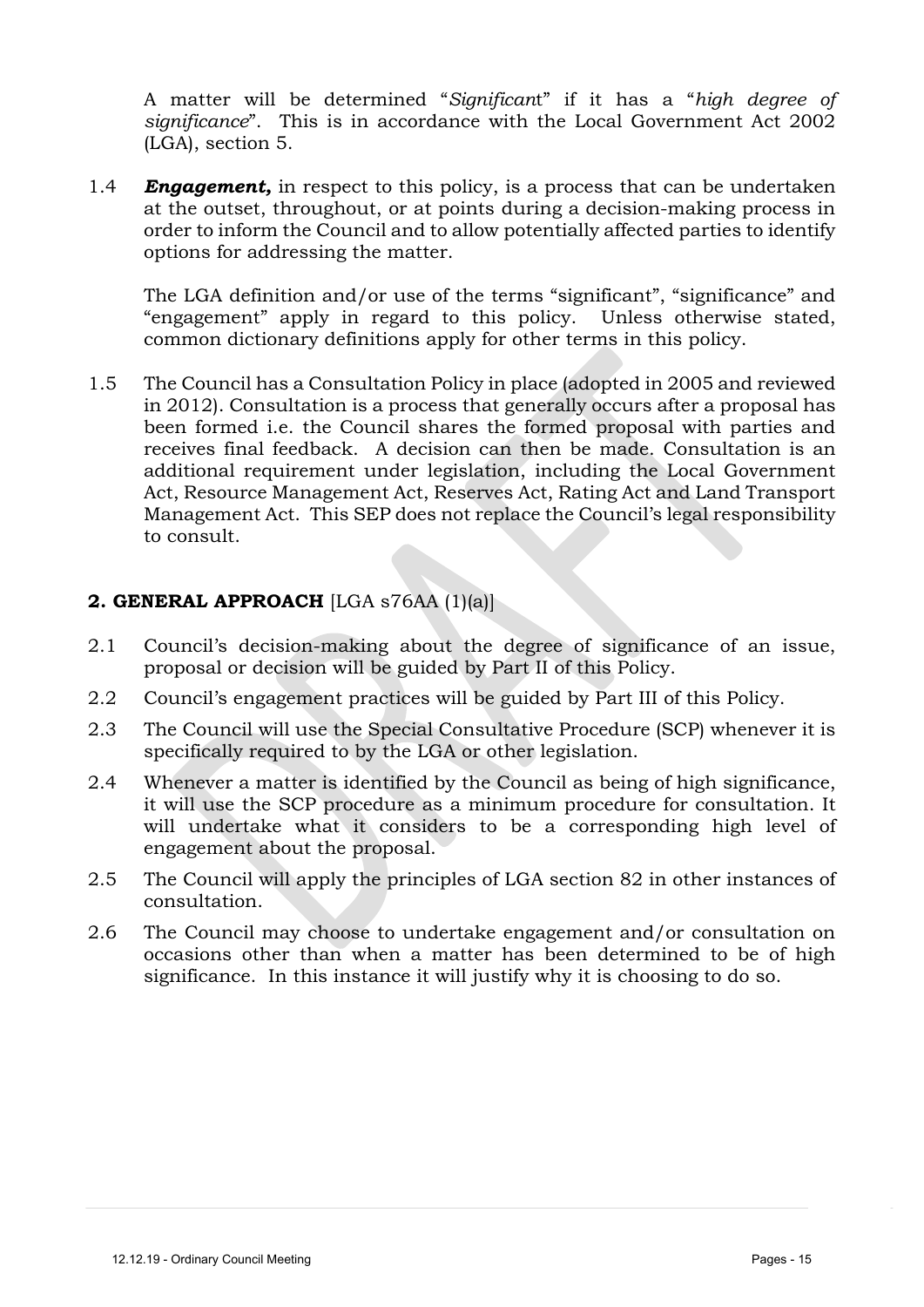A matter will be determined "*Significant*" if it has a "*high degree of significance*". This is in accordance with the Local Government Act 2002 (LGA), section 5.

1.4 ***Engagement,*** in respect to this policy, is a process that can be undertaken at the outset, throughout, or at points during a decision-making process in order to inform the Council and to allow potentially affected parties to identify options for addressing the matter.

The LGA definition and/or use of the terms "significant", "significance" and "engagement" apply in regard to this policy. Unless otherwise stated, common dictionary definitions apply for other terms in this policy.

1.5 The Council has a Consultation Policy in place (adopted in 2005 and reviewed in 2012). Consultation is a process that generally occurs after a proposal has been formed i.e. the Council shares the formed proposal with parties and receives final feedback. A decision can then be made. Consultation is an additional requirement under legislation, including the Local Government Act, Resource Management Act, Reserves Act, Rating Act and Land Transport Management Act. This SEP does not replace the Council's legal responsibility to consult.

## 2. GENERAL APPROACH [LGA s76AA (1)(a)]

2.1 Council's decision-making about the degree of significance of an issue, proposal or decision will be guided by Part II of this Policy.

2.2 Council's engagement practices will be guided by Part III of this Policy.

2.3 The Council will use the Special Consultative Procedure (SCP) whenever it is specifically required to by the LGA or other legislation.

2.4 Whenever a matter is identified by the Council as being of high significance, it will use the SCP procedure as a minimum procedure for consultation. It will undertake what it considers to be a corresponding high level of engagement about the proposal.

2.5 The Council will apply the principles of LGA section 82 in other instances of consultation.

2.6 The Council may choose to undertake engagement and/or consultation on occasions other than when a matter has been determined to be of high significance. In this instance it will justify why it is choosing to do so.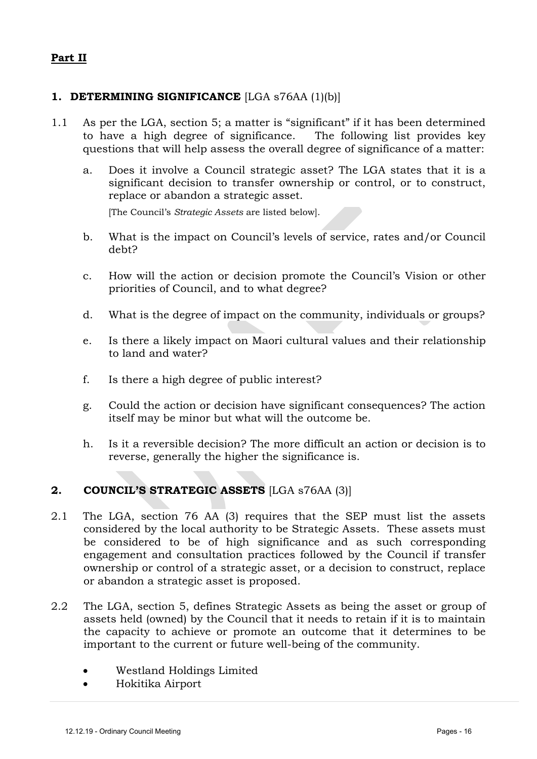**Part II**

## 1. DETERMINING SIGNIFICANCE [LGA s76AA (1)(b)]

1.1 As per the LGA, section 5; a matter is "significant" if it has been determined to have a high degree of significance. The following list provides key questions that will help assess the overall degree of significance of a matter:

a. Does it involve a Council strategic asset? The LGA states that it is a significant decision to transfer ownership or control, or to construct, replace or abandon a strategic asset.

[The Council's *Strategic Assets* are listed below].

b. What is the impact on Council's levels of service, rates and/or Council debt?

c. How will the action or decision promote the Council's Vision or other priorities of Council, and to what degree?

d. What is the degree of impact on the community, individuals or groups?

e. Is there a likely impact on Maori cultural values and their relationship to land and water?

f. Is there a high degree of public interest?

g. Could the action or decision have significant consequences? The action itself may be minor but what will the outcome be.

h. Is it a reversible decision? The more difficult an action or decision is to reverse, generally the higher the significance is.

## 2. COUNCIL'S STRATEGIC ASSETS [LGA s76AA (3)]

2.1 The LGA, section 76 AA (3) requires that the SEP must list the assets considered by the local authority to be Strategic Assets. These assets must be considered to be of high significance and as such corresponding engagement and consultation practices followed by the Council if transfer ownership or control of a strategic asset, or a decision to construct, replace or abandon a strategic asset is proposed.

2.2 The LGA, section 5, defines Strategic Assets as being the asset or group of assets held (owned) by the Council that it needs to retain if it is to maintain the capacity to achieve or promote an outcome that it determines to be important to the current or future well-being of the community.

- Westland Holdings Limited
- Hokitika Airport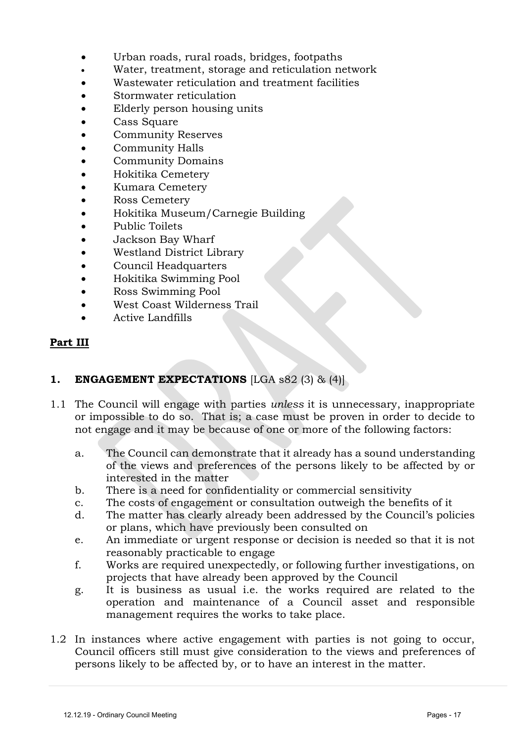- Urban roads, rural roads, bridges, footpaths
- Water, treatment, storage and reticulation network
- Wastewater reticulation and treatment facilities
- Stormwater reticulation
- Elderly person housing units
- Cass Square
- Community Reserves
- Community Halls
- Community Domains
- Hokitika Cemetery
- Kumara Cemetery
- Ross Cemetery
- Hokitika Museum/Carnegie Building
- Public Toilets
- Jackson Bay Wharf
- Westland District Library
- Council Headquarters
- Hokitika Swimming Pool
- Ross Swimming Pool
- West Coast Wilderness Trail
- Active Landfills

**Part III**

## 1. ENGAGEMENT EXPECTATIONS [LGA s82 (3) & (4)]

1.1 The Council will engage with parties *unless* it is unnecessary, inappropriate or impossible to do so. That is; a case must be proven in order to decide to not engage and it may be because of one or more of the following factors:

   a. The Council can demonstrate that it already has a sound understanding of the views and preferences of the persons likely to be affected by or interested in the matter
   b. There is a need for confidentiality or commercial sensitivity
   c. The costs of engagement or consultation outweigh the benefits of it
   d. The matter has clearly already been addressed by the Council's policies or plans, which have previously been consulted on
   e. An immediate or urgent response or decision is needed so that it is not reasonably practicable to engage
   f. Works are required unexpectedly, or following further investigations, on projects that have already been approved by the Council
   g. It is business as usual i.e. the works required are related to the operation and maintenance of a Council asset and responsible management requires the works to take place.

1.2 In instances where active engagement with parties is not going to occur, Council officers still must give consideration to the views and preferences of persons likely to be affected by, or to have an interest in the matter.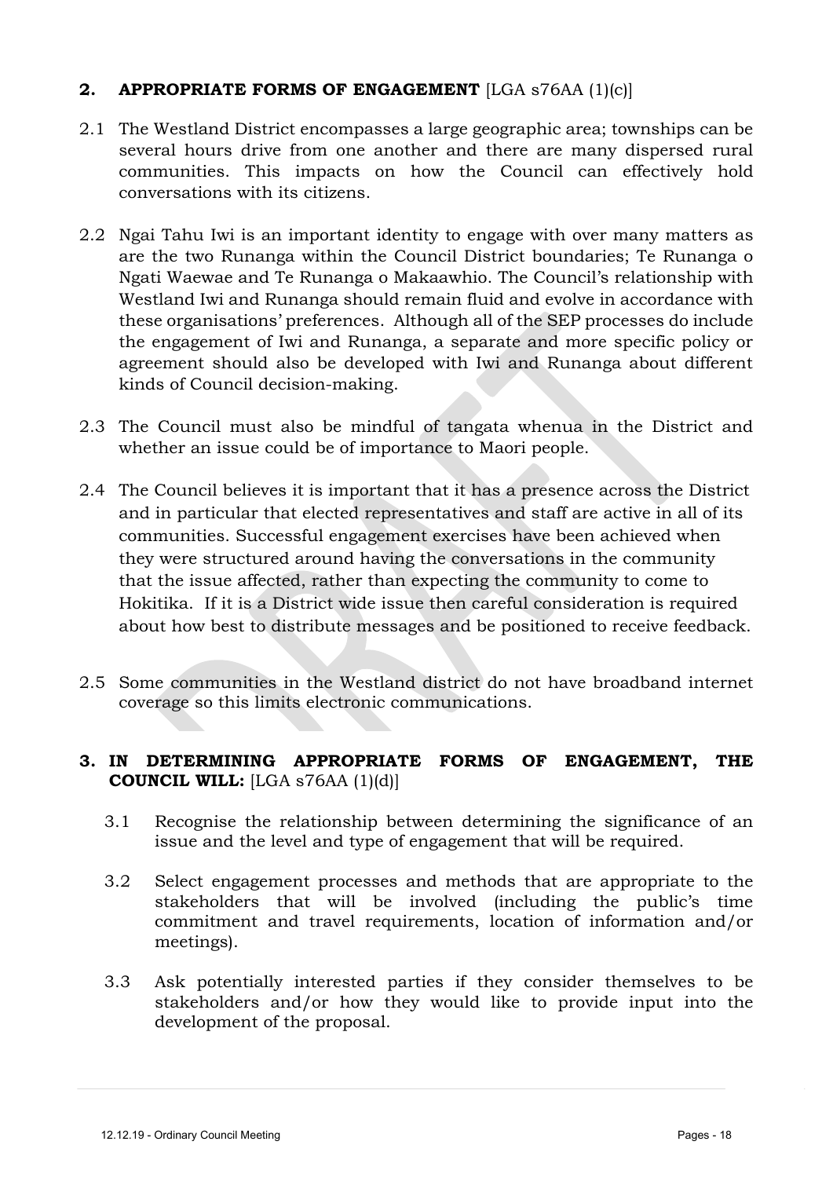## 2. APPROPRIATE FORMS OF ENGAGEMENT [LGA s76AA (1)(c)]

2.1 The Westland District encompasses a large geographic area; townships can be several hours drive from one another and there are many dispersed rural communities. This impacts on how the Council can effectively hold conversations with its citizens.

2.2 Ngai Tahu Iwi is an important identity to engage with over many matters as are the two Runanga within the Council District boundaries; Te Runanga o Ngati Waewae and Te Runanga o Makaawhio. The Council's relationship with Westland Iwi and Runanga should remain fluid and evolve in accordance with these organisations' preferences. Although all of the SEP processes do include the engagement of Iwi and Runanga, a separate and more specific policy or agreement should also be developed with Iwi and Runanga about different kinds of Council decision-making.

2.3 The Council must also be mindful of tangata whenua in the District and whether an issue could be of importance to Maori people.

2.4 The Council believes it is important that it has a presence across the District and in particular that elected representatives and staff are active in all of its communities. Successful engagement exercises have been achieved when they were structured around having the conversations in the community that the issue affected, rather than expecting the community to come to Hokitika. If it is a District wide issue then careful consideration is required about how best to distribute messages and be positioned to receive feedback.

2.5 Some communities in the Westland district do not have broadband internet coverage so this limits electronic communications.

## 3. IN DETERMINING APPROPRIATE FORMS OF ENGAGEMENT, THE COUNCIL WILL: [LGA s76AA (1)(d)]

3.1 Recognise the relationship between determining the significance of an issue and the level and type of engagement that will be required.

3.2 Select engagement processes and methods that are appropriate to the stakeholders that will be involved (including the public's time commitment and travel requirements, location of information and/or meetings).

3.3 Ask potentially interested parties if they consider themselves to be stakeholders and/or how they would like to provide input into the development of the proposal.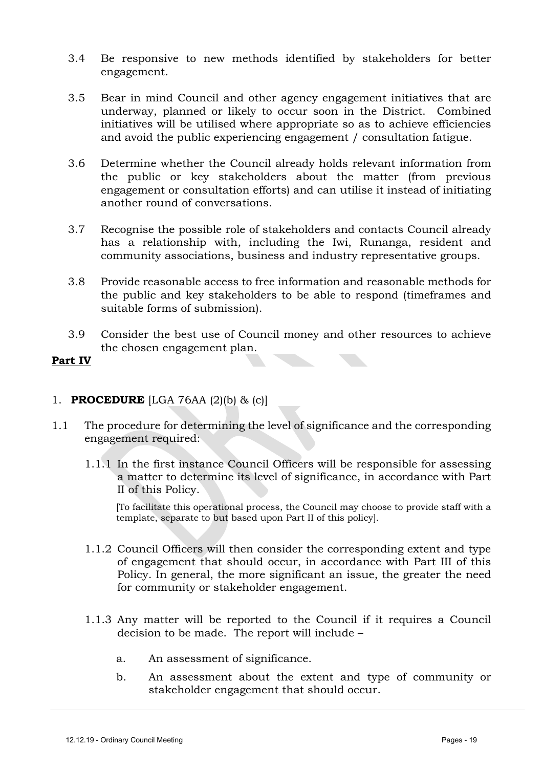3.4 Be responsive to new methods identified by stakeholders for better engagement.

3.5 Bear in mind Council and other agency engagement initiatives that are underway, planned or likely to occur soon in the District. Combined initiatives will be utilised where appropriate so as to achieve efficiencies and avoid the public experiencing engagement / consultation fatigue.

3.6 Determine whether the Council already holds relevant information from the public or key stakeholders about the matter (from previous engagement or consultation efforts) and can utilise it instead of initiating another round of conversations.

3.7 Recognise the possible role of stakeholders and contacts Council already has a relationship with, including the Iwi, Runanga, resident and community associations, business and industry representative groups.

3.8 Provide reasonable access to free information and reasonable methods for the public and key stakeholders to be able to respond (timeframes and suitable forms of submission).

3.9 Consider the best use of Council money and other resources to achieve the chosen engagement plan.

**Part IV**

1. **PROCEDURE** [LGA 76AA (2)(b) & (c)]

1.1 The procedure for determining the level of significance and the corresponding engagement required:

1.1.1 In the first instance Council Officers will be responsible for assessing a matter to determine its level of significance, in accordance with Part II of this Policy.

[To facilitate this operational process, the Council may choose to provide staff with a template, separate to but based upon Part II of this policy].

1.1.2 Council Officers will then consider the corresponding extent and type of engagement that should occur, in accordance with Part III of this Policy. In general, the more significant an issue, the greater the need for community or stakeholder engagement.

1.1.3 Any matter will be reported to the Council if it requires a Council decision to be made. The report will include –

a. An assessment of significance.

b. An assessment about the extent and type of community or stakeholder engagement that should occur.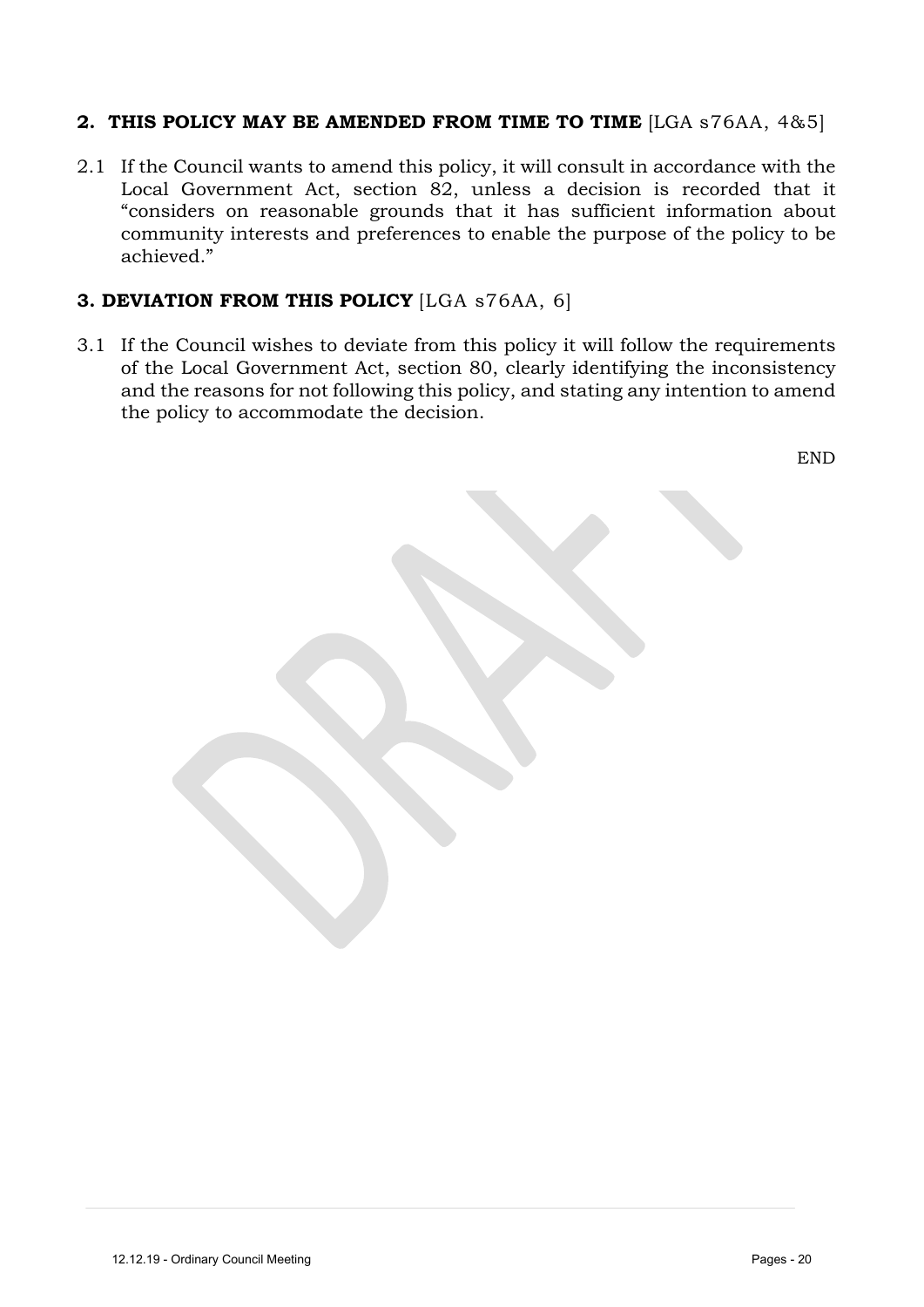## 2. THIS POLICY MAY BE AMENDED FROM TIME TO TIME [LGA s76AA, 4&5]

2.1 If the Council wants to amend this policy, it will consult in accordance with the Local Government Act, section 82, unless a decision is recorded that it "considers on reasonable grounds that it has sufficient information about community interests and preferences to enable the purpose of the policy to be achieved."

## 3. DEVIATION FROM THIS POLICY [LGA s76AA, 6]

3.1 If the Council wishes to deviate from this policy it will follow the requirements of the Local Government Act, section 80, clearly identifying the inconsistency and the reasons for not following this policy, and stating any intention to amend the policy to accommodate the decision.

END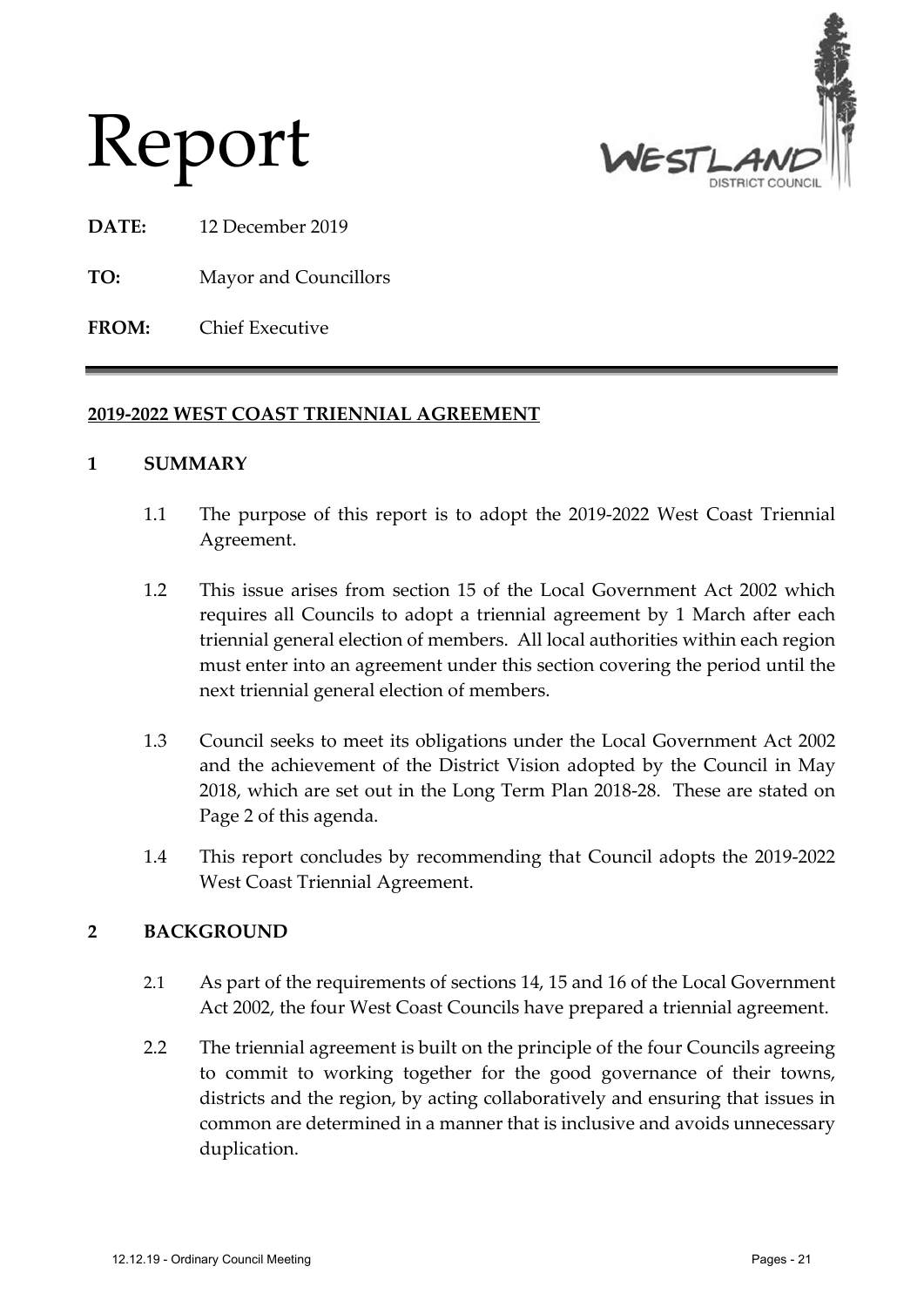# Report

**DATE:** 12 December 2019

**TO:** Mayor and Councillors

**FROM:** Chief Executive

---

## 2019-2022 WEST COAST TRIENNIAL AGREEMENT

### 1 SUMMARY

1.1 The purpose of this report is to adopt the 2019-2022 West Coast Triennial Agreement.

1.2 This issue arises from section 15 of the Local Government Act 2002 which requires all Councils to adopt a triennial agreement by 1 March after each triennial general election of members. All local authorities within each region must enter into an agreement under this section covering the period until the next triennial general election of members.

1.3 Council seeks to meet its obligations under the Local Government Act 2002 and the achievement of the District Vision adopted by the Council in May 2018, which are set out in the Long Term Plan 2018-28. These are stated on Page 2 of this agenda.

1.4 This report concludes by recommending that Council adopts the 2019-2022 West Coast Triennial Agreement.

### 2 BACKGROUND

2.1 As part of the requirements of sections 14, 15 and 16 of the Local Government Act 2002, the four West Coast Councils have prepared a triennial agreement.

2.2 The triennial agreement is built on the principle of the four Councils agreeing to commit to working together for the good governance of their towns, districts and the region, by acting collaboratively and ensuring that issues in common are determined in a manner that is inclusive and avoids unnecessary duplication.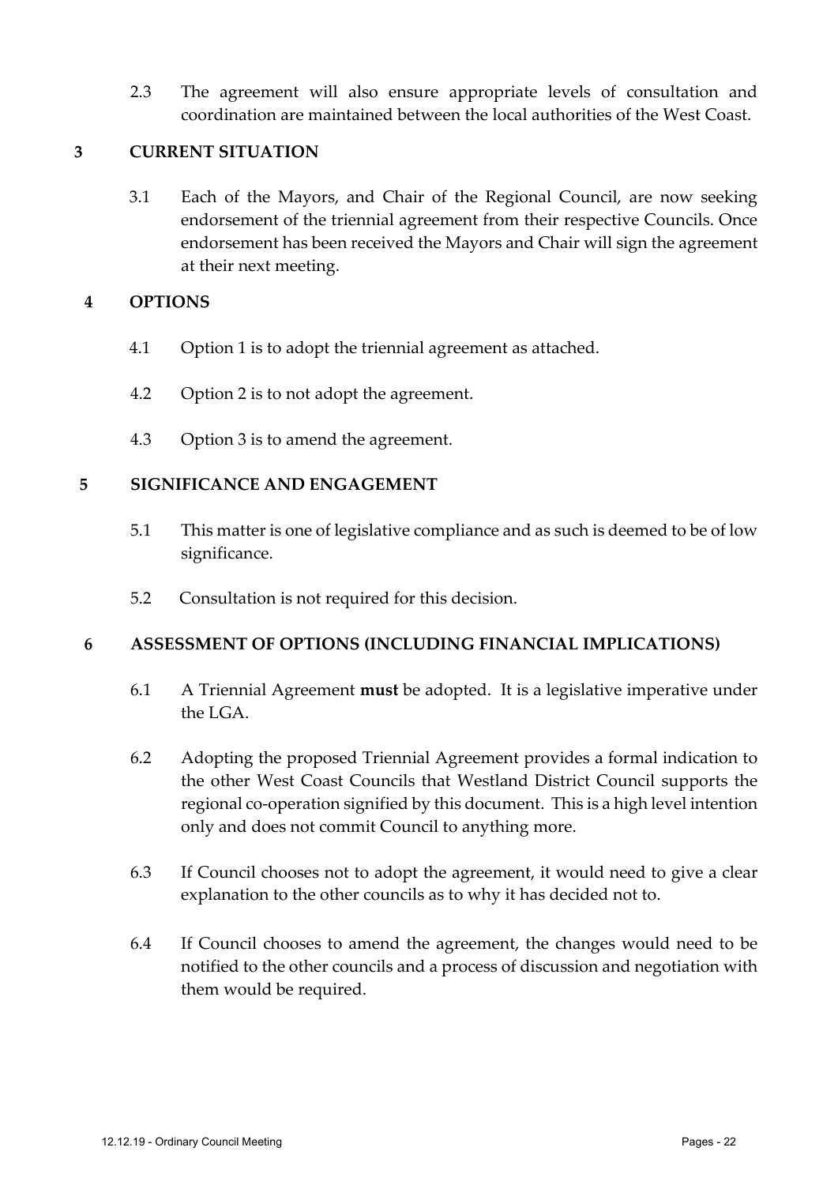2.3 The agreement will also ensure appropriate levels of consultation and coordination are maintained between the local authorities of the West Coast.

## 3 CURRENT SITUATION

3.1 Each of the Mayors, and Chair of the Regional Council, are now seeking endorsement of the triennial agreement from their respective Councils. Once endorsement has been received the Mayors and Chair will sign the agreement at their next meeting.

## 4 OPTIONS

4.1 Option 1 is to adopt the triennial agreement as attached.

4.2 Option 2 is to not adopt the agreement.

4.3 Option 3 is to amend the agreement.

## 5 SIGNIFICANCE AND ENGAGEMENT

5.1 This matter is one of legislative compliance and as such is deemed to be of low significance.

5.2 Consultation is not required for this decision.

## 6 ASSESSMENT OF OPTIONS (INCLUDING FINANCIAL IMPLICATIONS)

6.1 A Triennial Agreement **must** be adopted. It is a legislative imperative under the LGA.

6.2 Adopting the proposed Triennial Agreement provides a formal indication to the other West Coast Councils that Westland District Council supports the regional co-operation signified by this document. This is a high level intention only and does not commit Council to anything more.

6.3 If Council chooses not to adopt the agreement, it would need to give a clear explanation to the other councils as to why it has decided not to.

6.4 If Council chooses to amend the agreement, the changes would need to be notified to the other councils and a process of discussion and negotiation with them would be required.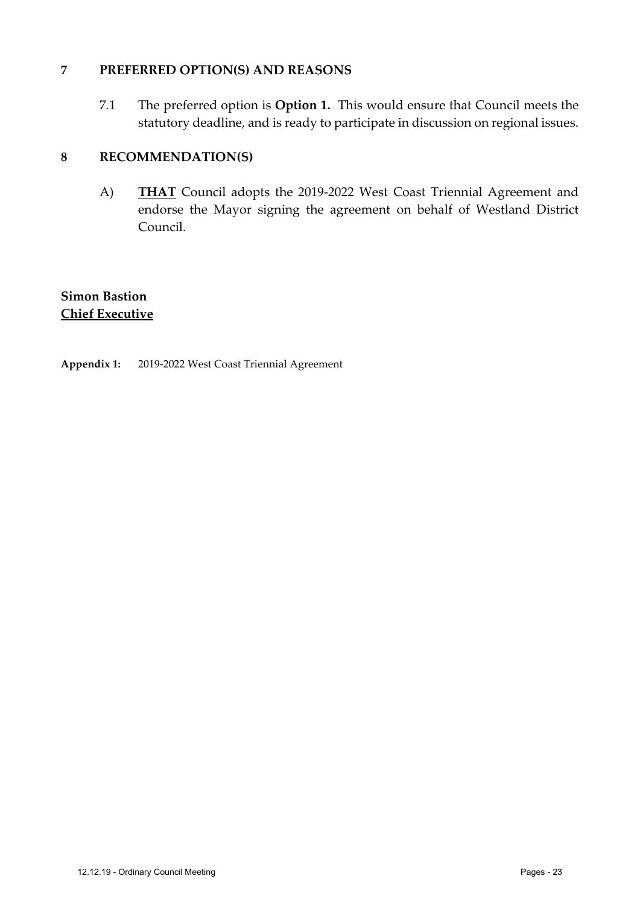## 7 PREFERRED OPTION(S) AND REASONS

7.1 The preferred option is **Option 1.** This would ensure that Council meets the statutory deadline, and is ready to participate in discussion on regional issues.

## 8 RECOMMENDATION(S)

A) **THAT** Council adopts the 2019-2022 West Coast Triennial Agreement and endorse the Mayor signing the agreement on behalf of Westland District Council.

**Simon Bastion**
**Chief Executive**

**Appendix 1:** 2019-2022 West Coast Triennial Agreement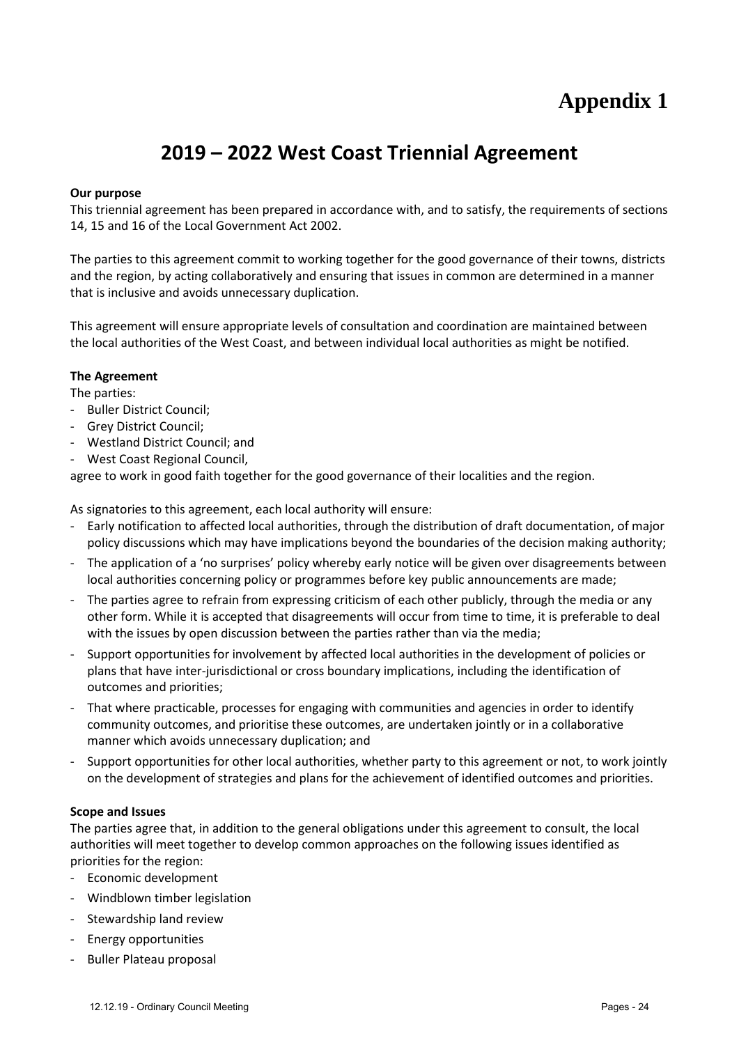# Appendix 1

## 2019 – 2022 West Coast Triennial Agreement

**Our purpose**

This triennial agreement has been prepared in accordance with, and to satisfy, the requirements of sections 14, 15 and 16 of the Local Government Act 2002.

The parties to this agreement commit to working together for the good governance of their towns, districts and the region, by acting collaboratively and ensuring that issues in common are determined in a manner that is inclusive and avoids unnecessary duplication.

This agreement will ensure appropriate levels of consultation and coordination are maintained between the local authorities of the West Coast, and between individual local authorities as might be notified.

**The Agreement**

The parties:

- Buller District Council;
- Grey District Council;
- Westland District Council; and
- West Coast Regional Council,

agree to work in good faith together for the good governance of their localities and the region.

As signatories to this agreement, each local authority will ensure:

- Early notification to affected local authorities, through the distribution of draft documentation, of major policy discussions which may have implications beyond the boundaries of the decision making authority;
- The application of a 'no surprises' policy whereby early notice will be given over disagreements between local authorities concerning policy or programmes before key public announcements are made;
- The parties agree to refrain from expressing criticism of each other publicly, through the media or any other form. While it is accepted that disagreements will occur from time to time, it is preferable to deal with the issues by open discussion between the parties rather than via the media;
- Support opportunities for involvement by affected local authorities in the development of policies or plans that have inter-jurisdictional or cross boundary implications, including the identification of outcomes and priorities;
- That where practicable, processes for engaging with communities and agencies in order to identify community outcomes, and prioritise these outcomes, are undertaken jointly or in a collaborative manner which avoids unnecessary duplication; and
- Support opportunities for other local authorities, whether party to this agreement or not, to work jointly on the development of strategies and plans for the achievement of identified outcomes and priorities.

**Scope and Issues**

The parties agree that, in addition to the general obligations under this agreement to consult, the local authorities will meet together to develop common approaches on the following issues identified as priorities for the region:

- Economic development
- Windblown timber legislation
- Stewardship land review
- Energy opportunities
- Buller Plateau proposal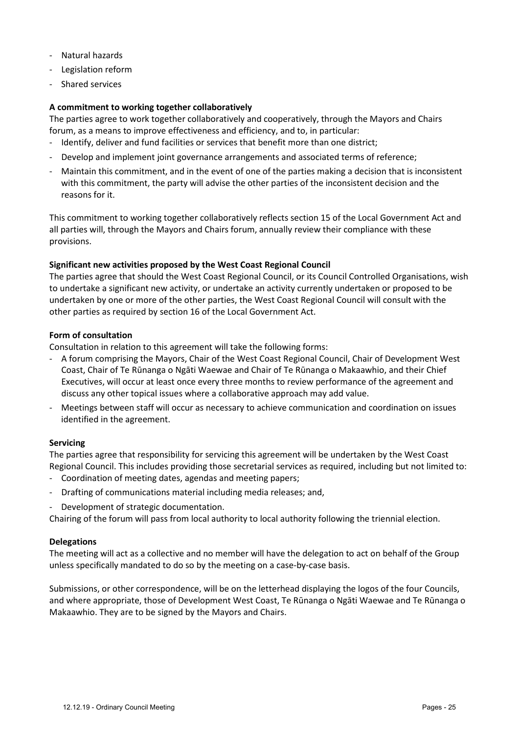- Natural hazards
- Legislation reform
- Shared services

**A commitment to working together collaboratively**

The parties agree to work together collaboratively and cooperatively, through the Mayors and Chairs forum, as a means to improve effectiveness and efficiency, and to, in particular:

- Identify, deliver and fund facilities or services that benefit more than one district;
- Develop and implement joint governance arrangements and associated terms of reference;
- Maintain this commitment, and in the event of one of the parties making a decision that is inconsistent with this commitment, the party will advise the other parties of the inconsistent decision and the reasons for it.

This commitment to working together collaboratively reflects section 15 of the Local Government Act and all parties will, through the Mayors and Chairs forum, annually review their compliance with these provisions.

**Significant new activities proposed by the West Coast Regional Council**

The parties agree that should the West Coast Regional Council, or its Council Controlled Organisations, wish to undertake a significant new activity, or undertake an activity currently undertaken or proposed to be undertaken by one or more of the other parties, the West Coast Regional Council will consult with the other parties as required by section 16 of the Local Government Act.

**Form of consultation**

Consultation in relation to this agreement will take the following forms:

- A forum comprising the Mayors, Chair of the West Coast Regional Council, Chair of Development West Coast, Chair of Te Rūnanga o Ngāti Waewae and Chair of Te Rūnanga o Makaawhio, and their Chief Executives, will occur at least once every three months to review performance of the agreement and discuss any other topical issues where a collaborative approach may add value.
- Meetings between staff will occur as necessary to achieve communication and coordination on issues identified in the agreement.

**Servicing**

The parties agree that responsibility for servicing this agreement will be undertaken by the West Coast Regional Council. This includes providing those secretarial services as required, including but not limited to:

- Coordination of meeting dates, agendas and meeting papers;
- Drafting of communications material including media releases; and,
- Development of strategic documentation.

Chairing of the forum will pass from local authority to local authority following the triennial election.

**Delegations**

The meeting will act as a collective and no member will have the delegation to act on behalf of the Group unless specifically mandated to do so by the meeting on a case-by-case basis.

Submissions, or other correspondence, will be on the letterhead displaying the logos of the four Councils, and where appropriate, those of Development West Coast, Te Rūnanga o Ngāti Waewae and Te Rūnanga o Makaawhio. They are to be signed by the Mayors and Chairs.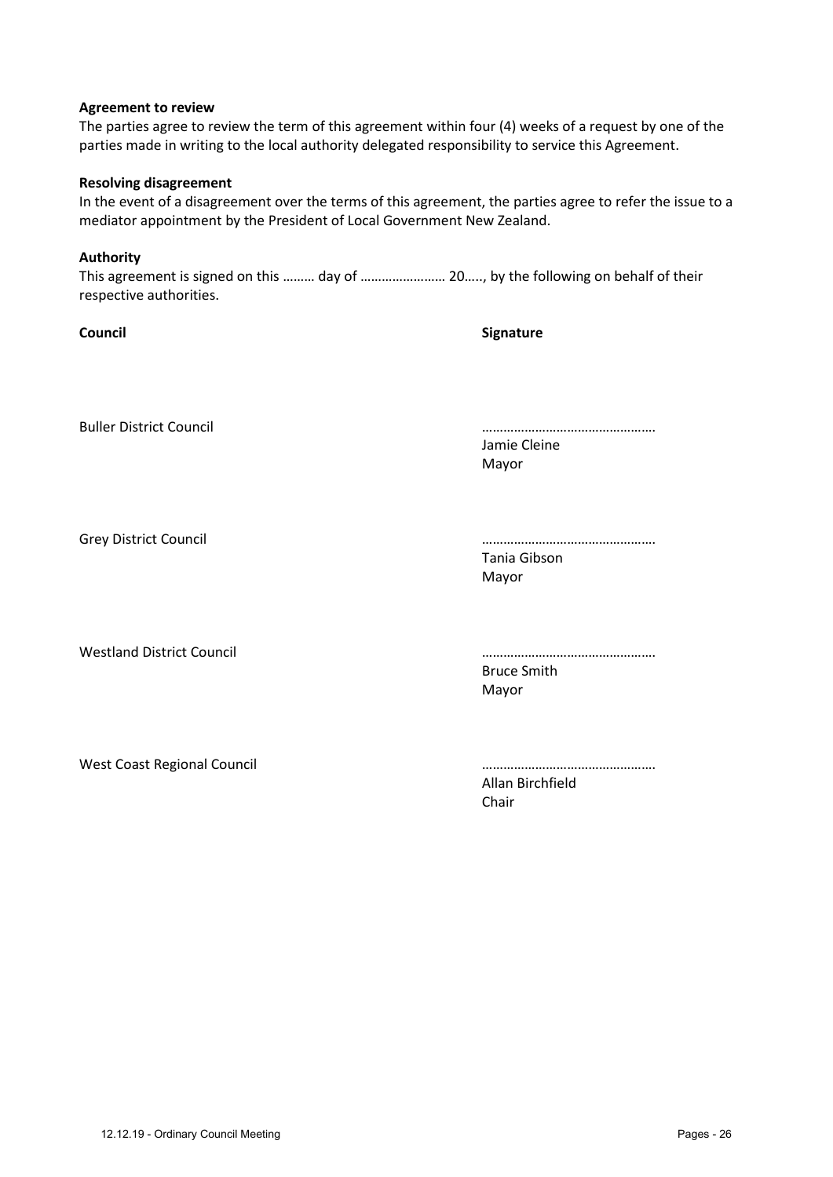**Agreement to review**

The parties agree to review the term of this agreement within four (4) weeks of a request by one of the parties made in writing to the local authority delegated responsibility to service this Agreement.

**Resolving disagreement**

In the event of a disagreement over the terms of this agreement, the parties agree to refer the issue to a mediator appointment by the President of Local Government New Zealand.

**Authority**

This agreement is signed on this ……… day of …………………… 20….., by the following on behalf of their respective authorities.

| **Council** | **Signature** |
| --- | --- |
| Buller District Council | …………………………………………<br>Jamie Cleine<br>Mayor |
| Grey District Council | …………………………………………<br>Tania Gibson<br>Mayor |
| Westland District Council | …………………………………………<br>Bruce Smith<br>Mayor |
| West Coast Regional Council | …………………………………………<br>Allan Birchfield<br>Chair |